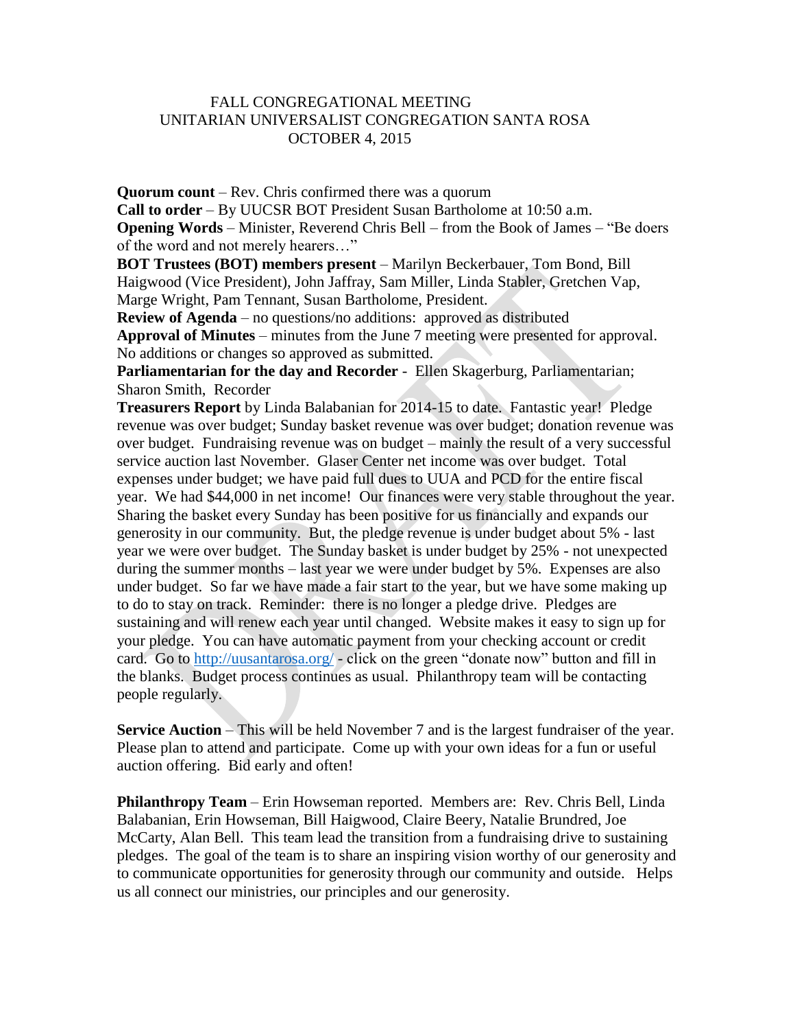FALL CONGREGATIONAL MEETING
UNITARIAN UNIVERSALIST CONGREGATION SANTA ROSA
OCTOBER 4, 2015

**Quorum count** – Rev. Chris confirmed there was a quorum
**Call to order** – By UUCSR BOT President Susan Bartholome at 10:50 a.m.
**Opening Words** – Minister, Reverend Chris Bell – from the Book of James – "Be doers of the word and not merely hearers…"
**BOT Trustees (BOT) members present** – Marilyn Beckerbauer, Tom Bond, Bill Haigwood (Vice President), John Jaffray, Sam Miller, Linda Stabler, Gretchen Vap, Marge Wright, Pam Tennant, Susan Bartholome, President.
**Review of Agenda** – no questions/no additions: approved as distributed
**Approval of Minutes** – minutes from the June 7 meeting were presented for approval. No additions or changes so approved as submitted.
**Parliamentarian for the day and Recorder** - Ellen Skagerburg, Parliamentarian; Sharon Smith, Recorder
**Treasurers Report** by Linda Balabanian for 2014-15 to date. Fantastic year! Pledge revenue was over budget; Sunday basket revenue was over budget; donation revenue was over budget. Fundraising revenue was on budget – mainly the result of a very successful service auction last November. Glaser Center net income was over budget. Total expenses under budget; we have paid full dues to UUA and PCD for the entire fiscal year. We had $44,000 in net income! Our finances were very stable throughout the year. Sharing the basket every Sunday has been positive for us financially and expands our generosity in our community. But, the pledge revenue is under budget about 5% - last year we were over budget. The Sunday basket is under budget by 25% - not unexpected during the summer months – last year we were under budget by 5%. Expenses are also under budget. So far we have made a fair start to the year, but we have some making up to do to stay on track. Reminder: there is no longer a pledge drive. Pledges are sustaining and will renew each year until changed. Website makes it easy to sign up for your pledge. You can have automatic payment from your checking account or credit card. Go to http://uusantarosa.org/ - click on the green "donate now" button and fill in the blanks. Budget process continues as usual. Philanthropy team will be contacting people regularly.

**Service Auction** – This will be held November 7 and is the largest fundraiser of the year. Please plan to attend and participate. Come up with your own ideas for a fun or useful auction offering. Bid early and often!

**Philanthropy Team** – Erin Howseman reported. Members are: Rev. Chris Bell, Linda Balabanian, Erin Howseman, Bill Haigwood, Claire Beery, Natalie Brundred, Joe McCarty, Alan Bell. This team lead the transition from a fundraising drive to sustaining pledges. The goal of the team is to share an inspiring vision worthy of our generosity and to communicate opportunities for generosity through our community and outside. Helps us all connect our ministries, our principles and our generosity.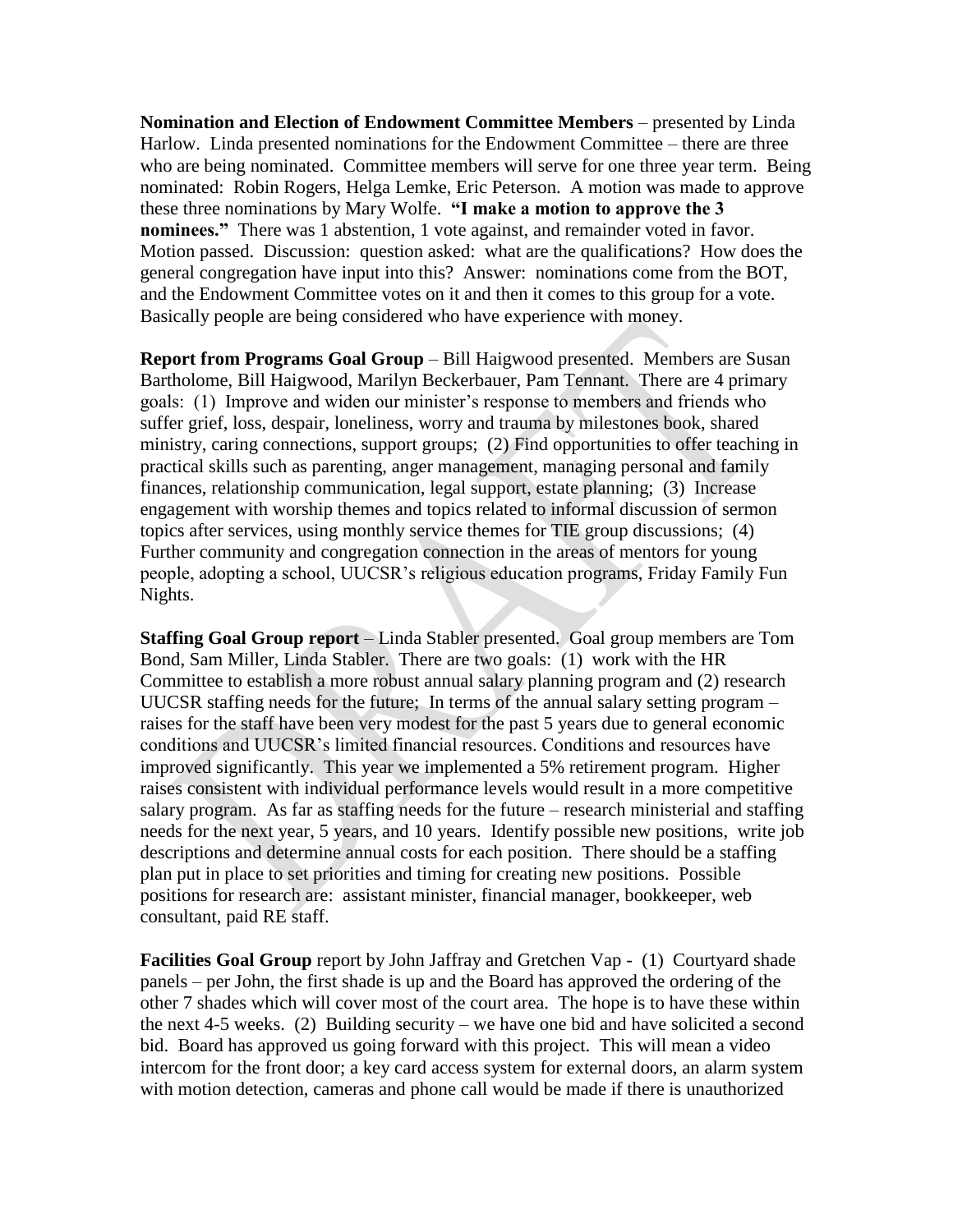**Nomination and Election of Endowment Committee Members** – presented by Linda Harlow. Linda presented nominations for the Endowment Committee – there are three who are being nominated. Committee members will serve for one three year term. Being nominated: Robin Rogers, Helga Lemke, Eric Peterson. A motion was made to approve these three nominations by Mary Wolfe. **"I make a motion to approve the 3 nominees."** There was 1 abstention, 1 vote against, and remainder voted in favor. Motion passed. Discussion: question asked: what are the qualifications? How does the general congregation have input into this? Answer: nominations come from the BOT, and the Endowment Committee votes on it and then it comes to this group for a vote. Basically people are being considered who have experience with money.

**Report from Programs Goal Group** – Bill Haigwood presented. Members are Susan Bartholome, Bill Haigwood, Marilyn Beckerbauer, Pam Tennant. There are 4 primary goals: (1) Improve and widen our minister's response to members and friends who suffer grief, loss, despair, loneliness, worry and trauma by milestones book, shared ministry, caring connections, support groups; (2) Find opportunities to offer teaching in practical skills such as parenting, anger management, managing personal and family finances, relationship communication, legal support, estate planning; (3) Increase engagement with worship themes and topics related to informal discussion of sermon topics after services, using monthly service themes for TIE group discussions; (4) Further community and congregation connection in the areas of mentors for young people, adopting a school, UUCSR's religious education programs, Friday Family Fun Nights.

**Staffing Goal Group report** – Linda Stabler presented. Goal group members are Tom Bond, Sam Miller, Linda Stabler. There are two goals: (1) work with the HR Committee to establish a more robust annual salary planning program and (2) research UUCSR staffing needs for the future; In terms of the annual salary setting program – raises for the staff have been very modest for the past 5 years due to general economic conditions and UUCSR's limited financial resources. Conditions and resources have improved significantly. This year we implemented a 5% retirement program. Higher raises consistent with individual performance levels would result in a more competitive salary program. As far as staffing needs for the future – research ministerial and staffing needs for the next year, 5 years, and 10 years. Identify possible new positions, write job descriptions and determine annual costs for each position. There should be a staffing plan put in place to set priorities and timing for creating new positions. Possible positions for research are: assistant minister, financial manager, bookkeeper, web consultant, paid RE staff.

**Facilities Goal Group** report by John Jaffray and Gretchen Vap - (1) Courtyard shade panels – per John, the first shade is up and the Board has approved the ordering of the other 7 shades which will cover most of the court area. The hope is to have these within the next 4-5 weeks. (2) Building security – we have one bid and have solicited a second bid. Board has approved us going forward with this project. This will mean a video intercom for the front door; a key card access system for external doors, an alarm system with motion detection, cameras and phone call would be made if there is unauthorized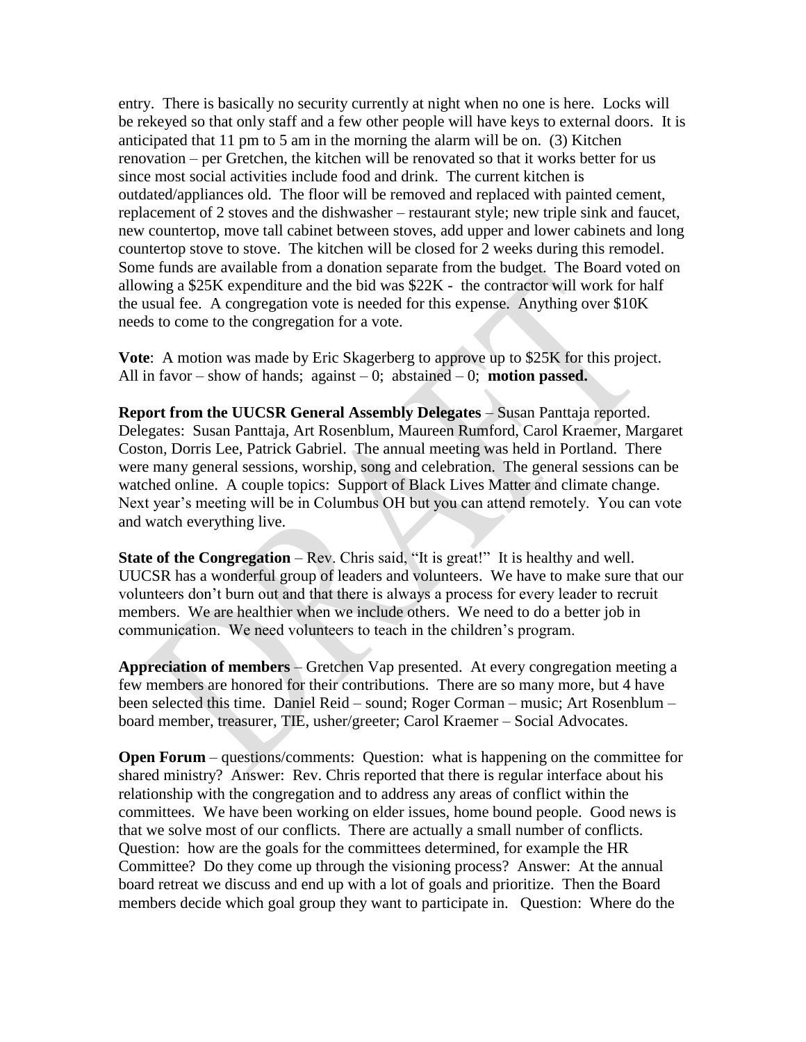entry. There is basically no security currently at night when no one is here. Locks will be rekeyed so that only staff and a few other people will have keys to external doors. It is anticipated that 11 pm to 5 am in the morning the alarm will be on. (3) Kitchen renovation – per Gretchen, the kitchen will be renovated so that it works better for us since most social activities include food and drink. The current kitchen is outdated/appliances old. The floor will be removed and replaced with painted cement, replacement of 2 stoves and the dishwasher – restaurant style; new triple sink and faucet, new countertop, move tall cabinet between stoves, add upper and lower cabinets and long countertop stove to stove. The kitchen will be closed for 2 weeks during this remodel. Some funds are available from a donation separate from the budget. The Board voted on allowing a $25K expenditure and the bid was $22K - the contractor will work for half the usual fee. A congregation vote is needed for this expense. Anything over $10K needs to come to the congregation for a vote.

**Vote**: A motion was made by Eric Skagerberg to approve up to $25K for this project. All in favor – show of hands; against – 0; abstained – 0; **motion passed.**

**Report from the UUCSR General Assembly Delegates** – Susan Panttaja reported. Delegates: Susan Panttaja, Art Rosenblum, Maureen Rumford, Carol Kraemer, Margaret Coston, Dorris Lee, Patrick Gabriel. The annual meeting was held in Portland. There were many general sessions, worship, song and celebration. The general sessions can be watched online. A couple topics: Support of Black Lives Matter and climate change. Next year's meeting will be in Columbus OH but you can attend remotely. You can vote and watch everything live.

**State of the Congregation** – Rev. Chris said, "It is great!" It is healthy and well. UUCSR has a wonderful group of leaders and volunteers. We have to make sure that our volunteers don't burn out and that there is always a process for every leader to recruit members. We are healthier when we include others. We need to do a better job in communication. We need volunteers to teach in the children's program.

**Appreciation of members** – Gretchen Vap presented. At every congregation meeting a few members are honored for their contributions. There are so many more, but 4 have been selected this time. Daniel Reid – sound; Roger Corman – music; Art Rosenblum – board member, treasurer, TIE, usher/greeter; Carol Kraemer – Social Advocates.

**Open Forum** – questions/comments: Question: what is happening on the committee for shared ministry? Answer: Rev. Chris reported that there is regular interface about his relationship with the congregation and to address any areas of conflict within the committees. We have been working on elder issues, home bound people. Good news is that we solve most of our conflicts. There are actually a small number of conflicts. Question: how are the goals for the committees determined, for example the HR Committee? Do they come up through the visioning process? Answer: At the annual board retreat we discuss and end up with a lot of goals and prioritize. Then the Board members decide which goal group they want to participate in. Question: Where do the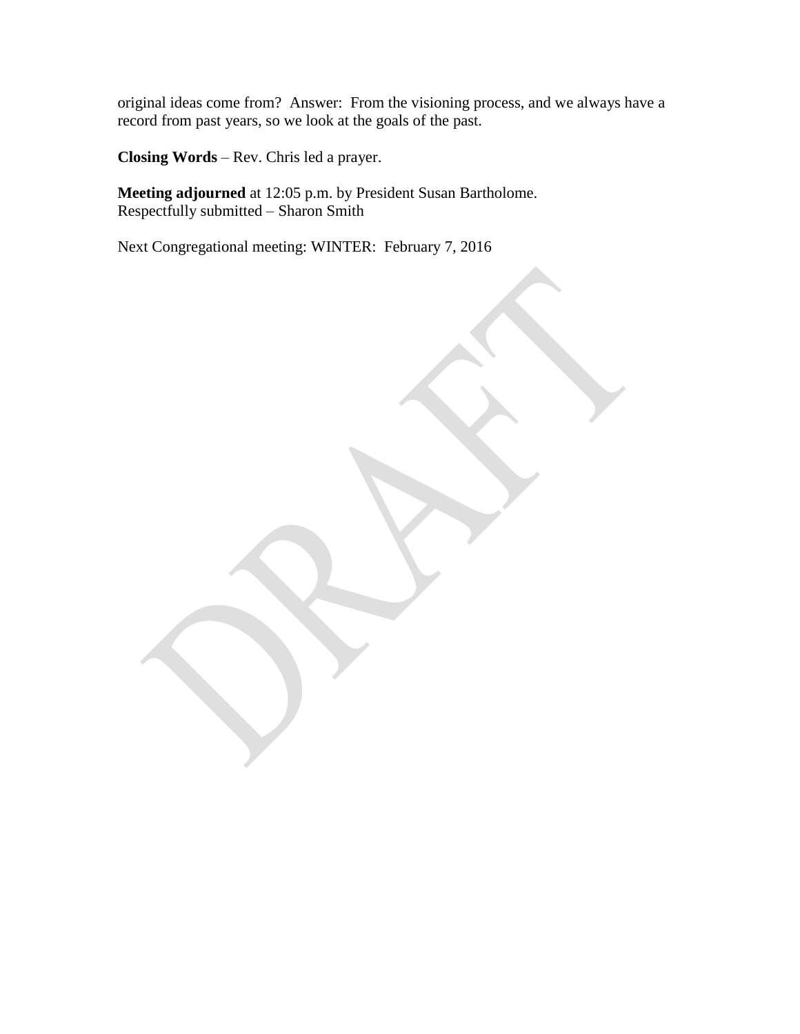original ideas come from? Answer: From the visioning process, and we always have a record from past years, so we look at the goals of the past.

**Closing Words** – Rev. Chris led a prayer.

**Meeting adjourned** at 12:05 p.m. by President Susan Bartholome.
Respectfully submitted – Sharon Smith

Next Congregational meeting: WINTER: February 7, 2016

DRAFT